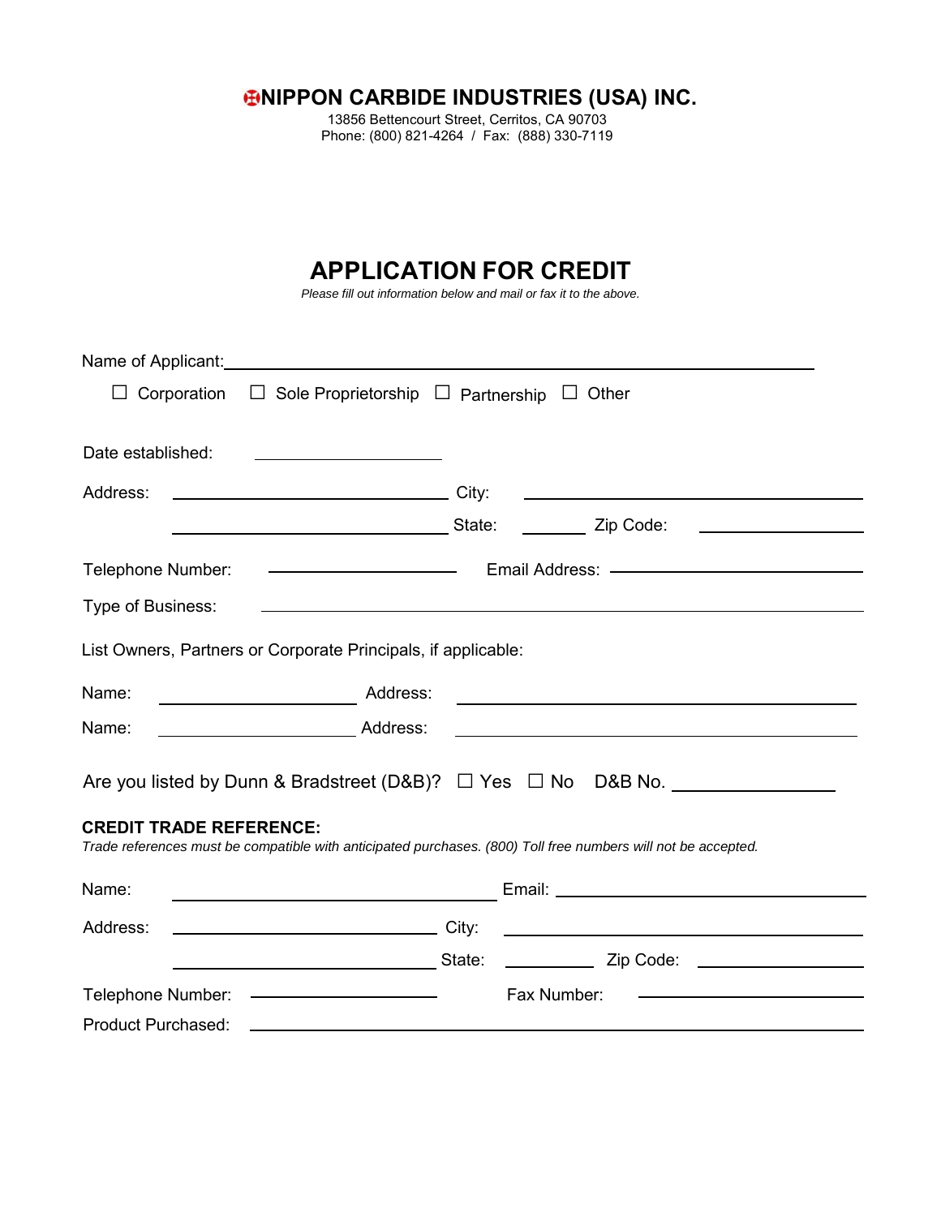# NIPPON CARBIDE INDUSTRIES (USA) INC.

13856 Bettencourt Street, Cerritos, CA 90703
Phone: (800) 821-4264 / Fax: (888) 330-7119

## APPLICATION FOR CREDIT

*Please fill out information below and mail or fax it to the above.*

Name of Applicant: ______________________________________________

☐ Corporation ☐ Sole Proprietorship ☐ Partnership ☐ Other

Date established: ____________________

Address: ______________________________ City: ______________________________

______________________________ State: ________ Zip Code: ________________

Telephone Number: ____________________ Email Address: ______________________________

Type of Business: ____________________________________________________________

List Owners, Partners or Corporate Principals, if applicable:

Name: ____________________ Address: ________________________________________

Name: ____________________ Address: ________________________________________

Are you listed by Dunn & Bradstreet (D&B)? ☐ Yes ☐ No D&B No. ________________

**CREDIT TRADE REFERENCE:**

*Trade references must be compatible with anticipated purchases. (800) Toll free numbers will not be accepted.*

Name: ________________________________ Email: ______________________________

Address: ____________________________ City: ________________________________

____________________________ State: __________ Zip Code: ________________

Telephone Number: ____________________ Fax Number: ______________________

Product Purchased: ____________________________________________________________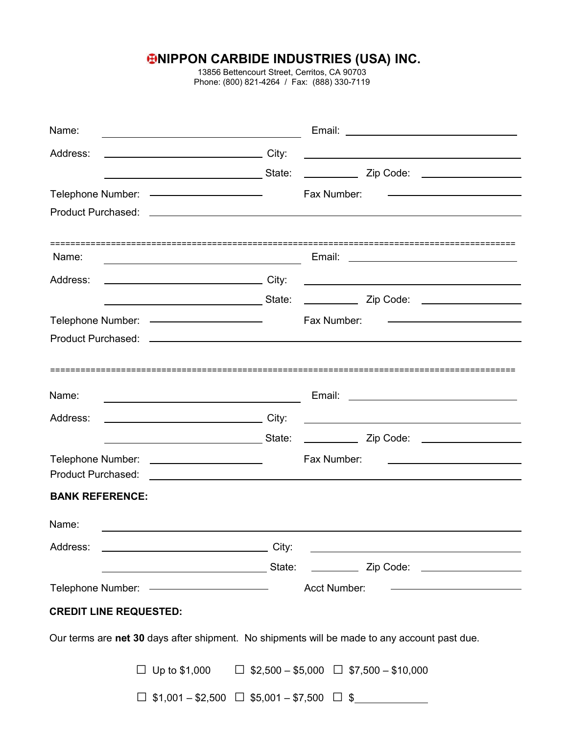# NIPPON CARBIDE INDUSTRIES (USA) INC.

13856 Bettencourt Street, Cerritos, CA 90703
Phone: (800) 821-4264 / Fax: (888) 330-7119

Name: ______________________ Email: ______________________

Address: ______________________ City: ______________________

______________________ State: __________ Zip Code: __________

Telephone Number: ______________ Fax Number: ______________

Product Purchased: ____________________________________________

==========================================================================================

Name: ______________________ Email: ______________________

Address: ______________________ City: ______________________

______________________ State: __________ Zip Code: __________

Telephone Number: ______________ Fax Number: ______________

Product Purchased: ____________________________________________

==========================================================================================

Name: ______________________ Email: ______________________

Address: ______________________ City: ______________________

______________________ State: __________ Zip Code: __________

Telephone Number: ______________ Fax Number: ______________

Product Purchased: ____________________________________________

**BANK REFERENCE:**

Name: ____________________________________________

Address: ______________________ City: ______________________

______________________ State: __________ Zip Code: __________

Telephone Number: ______________ Acct Number: ______________

**CREDIT LINE REQUESTED:**

Our terms are **net 30** days after shipment. No shipments will be made to any account past due.

☐ Up to $1,000 ☐ $2,500 – $5,000 ☐ $7,500 – $10,000

☐ $1,001 – $2,500 ☐ $5,001 – $7,500 ☐ $____________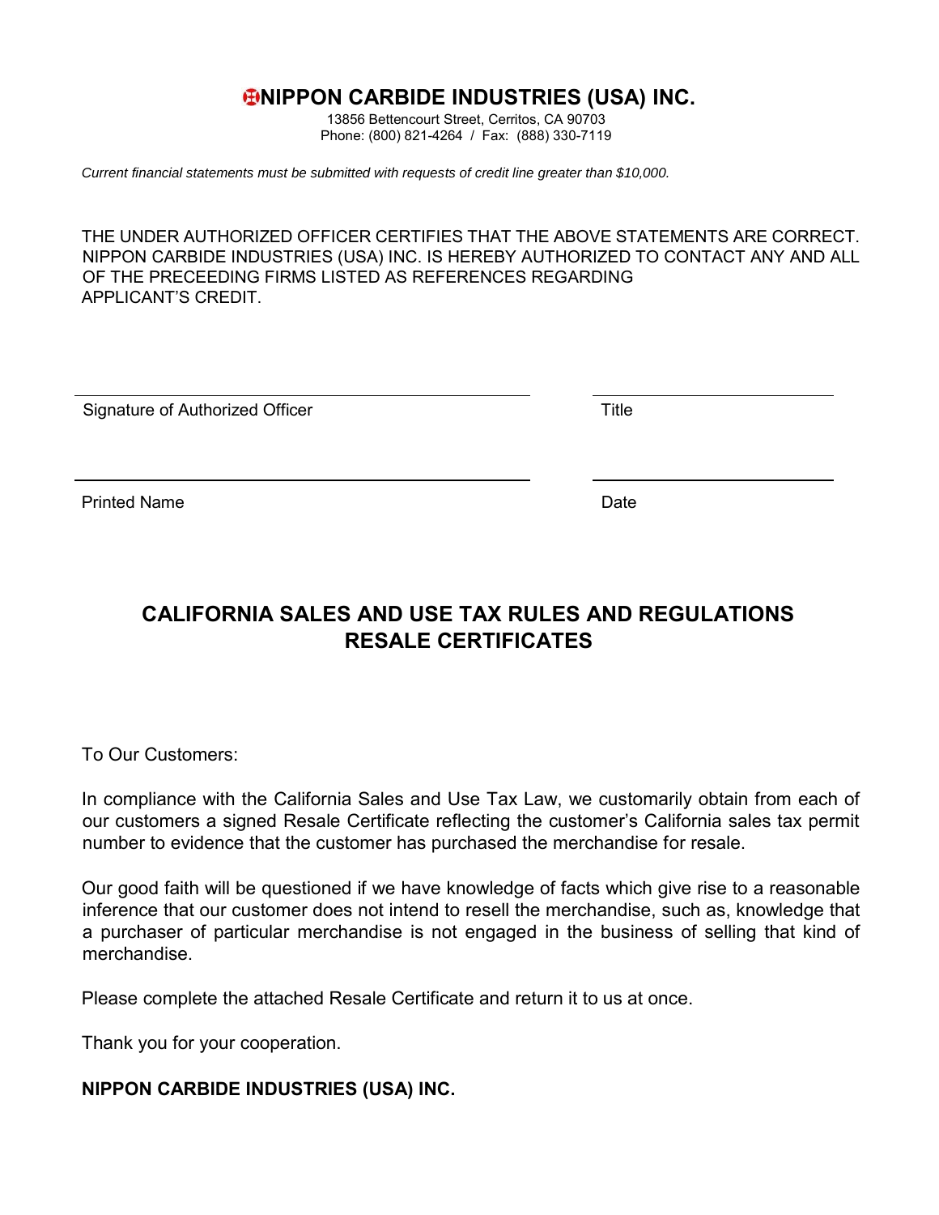# NIPPON CARBIDE INDUSTRIES (USA) INC.

13856 Bettencourt Street, Cerritos, CA 90703
Phone: (800) 821-4264 / Fax: (888) 330-7119

*Current financial statements must be submitted with requests of credit line greater than $10,000.*

THE UNDER AUTHORIZED OFFICER CERTIFIES THAT THE ABOVE STATEMENTS ARE CORRECT. NIPPON CARBIDE INDUSTRIES (USA) INC. IS HEREBY AUTHORIZED TO CONTACT ANY AND ALL OF THE PRECEEDING FIRMS LISTED AS REFERENCES REGARDING APPLICANT'S CREDIT.

| ______________________________ | ______________ |
|---|---|
| Signature of Authorized Officer | Title |
| ______________________________ | ______________ |
| Printed Name | Date |

## CALIFORNIA SALES AND USE TAX RULES AND REGULATIONS RESALE CERTIFICATES

To Our Customers:

In compliance with the California Sales and Use Tax Law, we customarily obtain from each of our customers a signed Resale Certificate reflecting the customer's California sales tax permit number to evidence that the customer has purchased the merchandise for resale.

Our good faith will be questioned if we have knowledge of facts which give rise to a reasonable inference that our customer does not intend to resell the merchandise, such as, knowledge that a purchaser of particular merchandise is not engaged in the business of selling that kind of merchandise.

Please complete the attached Resale Certificate and return it to us at once.

Thank you for your cooperation.

**NIPPON CARBIDE INDUSTRIES (USA) INC.**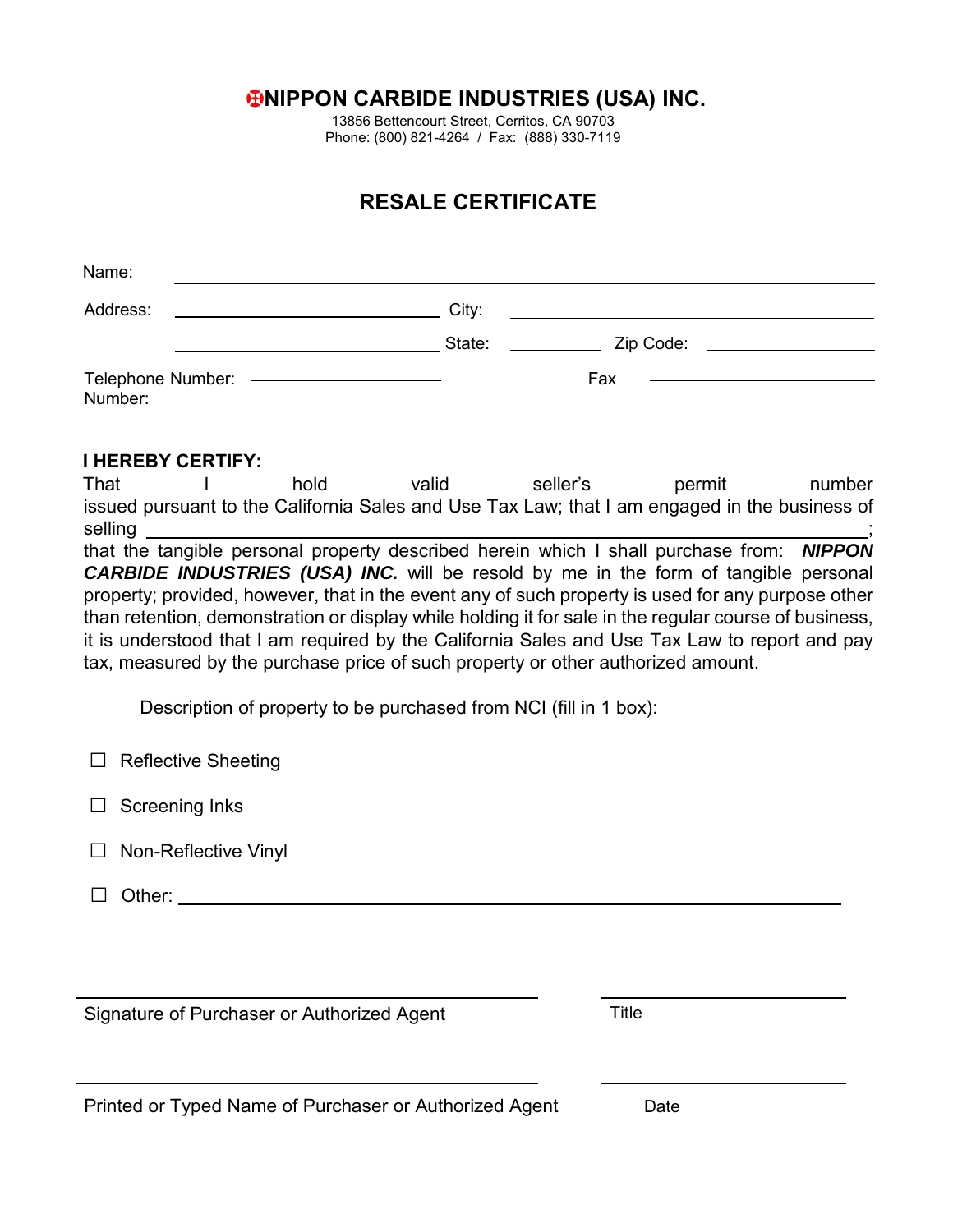# NIPPON CARBIDE INDUSTRIES (USA) INC.

13856 Bettencourt Street, Cerritos, CA 90703
Phone: (800) 821-4264 / Fax: (888) 330-7119

## RESALE CERTIFICATE

Name: \_\_\_\_\_\_\_\_\_\_\_\_\_\_\_\_\_\_\_\_\_\_\_\_\_\_\_\_\_\_\_\_\_\_\_\_\_\_\_\_

Address: \_\_\_\_\_\_\_\_\_\_\_\_\_\_\_\_\_\_\_\_ City: \_\_\_\_\_\_\_\_\_\_\_\_\_\_\_\_\_\_\_\_

\_\_\_\_\_\_\_\_\_\_\_\_\_\_\_\_\_\_\_\_ State: \_\_\_\_\_\_\_\_ Zip Code: \_\_\_\_\_\_\_\_\_\_\_\_

Telephone Number: \_\_\_\_\_\_\_\_\_\_\_\_\_\_\_\_\_\_\_\_ Fax Number: \_\_\_\_\_\_\_\_\_\_\_\_\_\_\_\_\_\_\_\_

**I HEREBY CERTIFY:**

That I hold valid seller's permit number issued pursuant to the California Sales and Use Tax Law; that I am engaged in the business of selling \_\_\_\_\_\_\_\_\_\_\_\_\_\_\_\_\_\_\_\_\_\_\_\_\_\_\_\_\_\_\_\_\_\_\_\_\_\_\_\_; that the tangible personal property described herein which I shall purchase from: ***NIPPON CARBIDE INDUSTRIES (USA) INC.*** will be resold by me in the form of tangible personal property; provided, however, that in the event any of such property is used for any purpose other than retention, demonstration or display while holding it for sale in the regular course of business, it is understood that I am required by the California Sales and Use Tax Law to report and pay tax, measured by the purchase price of such property or other authorized amount.

Description of property to be purchased from NCI (fill in 1 box):

☐ Reflective Sheeting

☐ Screening Inks

☐ Non-Reflective Vinyl

☐ Other: \_\_\_\_\_\_\_\_\_\_\_\_\_\_\_\_\_\_\_\_\_\_\_\_\_\_\_\_\_\_\_\_\_\_\_\_\_\_\_\_

\_\_\_\_\_\_\_\_\_\_\_\_\_\_\_\_\_\_\_\_\_\_\_\_\_\_\_\_\_\_\_\_ \_\_\_\_\_\_\_\_\_\_\_\_\_\_\_\_\_\_\_\_
Signature of Purchaser or Authorized Agent Title

\_\_\_\_\_\_\_\_\_\_\_\_\_\_\_\_\_\_\_\_\_\_\_\_\_\_\_\_\_\_\_\_ \_\_\_\_\_\_\_\_\_\_\_\_\_\_\_\_\_\_\_\_
Printed or Typed Name of Purchaser or Authorized Agent Date